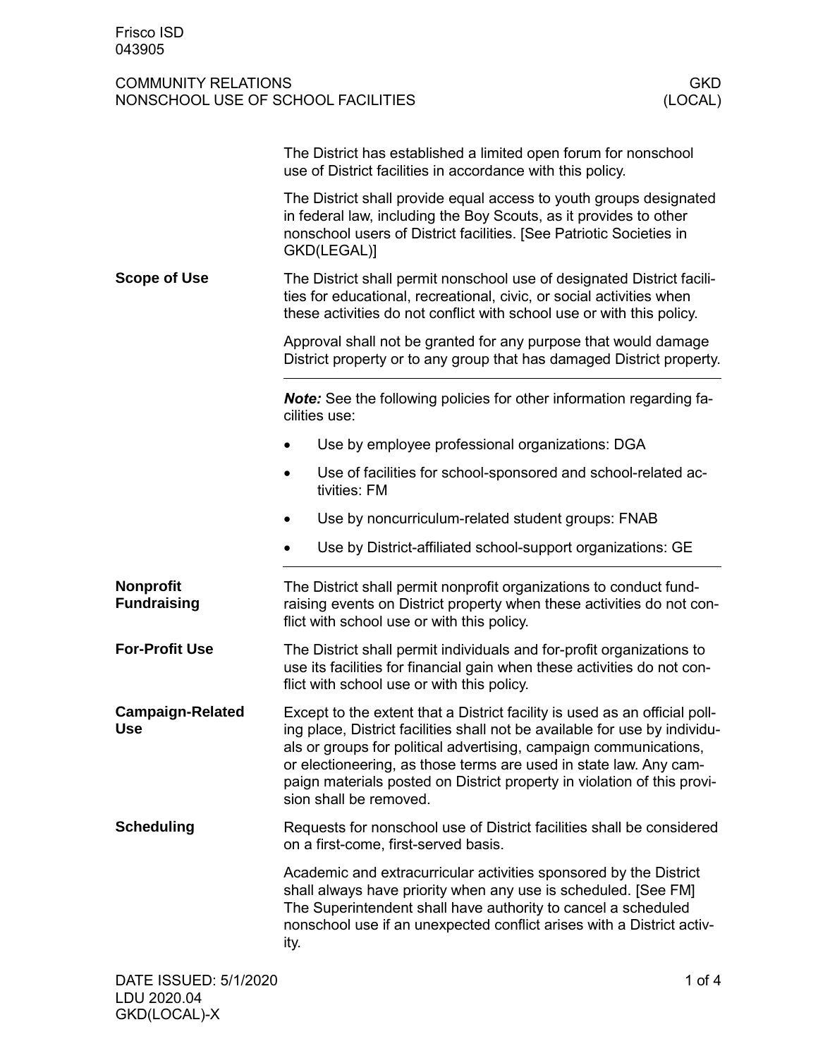The District has established a limited open forum for nonschool use of District facilities in accordance with this policy.

The District shall provide equal access to youth groups designated in federal law, including the Boy Scouts, as it provides to other nonschool users of District facilities. [See Patriotic Societies in GKD(LEGAL)]

## Scope of Use

The District shall permit nonschool use of designated District facilities for educational, recreational, civic, or social activities when these activities do not conflict with school use or with this policy.

Approval shall not be granted for any purpose that would damage District property or to any group that has damaged District property.

---

***Note:*** See the following policies for other information regarding facilities use:

- Use by employee professional organizations: DGA
- Use of facilities for school-sponsored and school-related activities: FM
- Use by noncurriculum-related student groups: FNAB
- Use by District-affiliated school-support organizations: GE

---

## Nonprofit Fundraising

The District shall permit nonprofit organizations to conduct fundraising events on District property when these activities do not conflict with school use or with this policy.

## For-Profit Use

The District shall permit individuals and for-profit organizations to use its facilities for financial gain when these activities do not conflict with school use or with this policy.

## Campaign-Related Use

Except to the extent that a District facility is used as an official polling place, District facilities shall not be available for use by individuals or groups for political advertising, campaign communications, or electioneering, as those terms are used in state law. Any campaign materials posted on District property in violation of this provision shall be removed.

## Scheduling

Requests for nonschool use of District facilities shall be considered on a first-come, first-served basis.

Academic and extracurricular activities sponsored by the District shall always have priority when any use is scheduled. [See FM] The Superintendent shall have authority to cancel a scheduled nonschool use if an unexpected conflict arises with a District activity.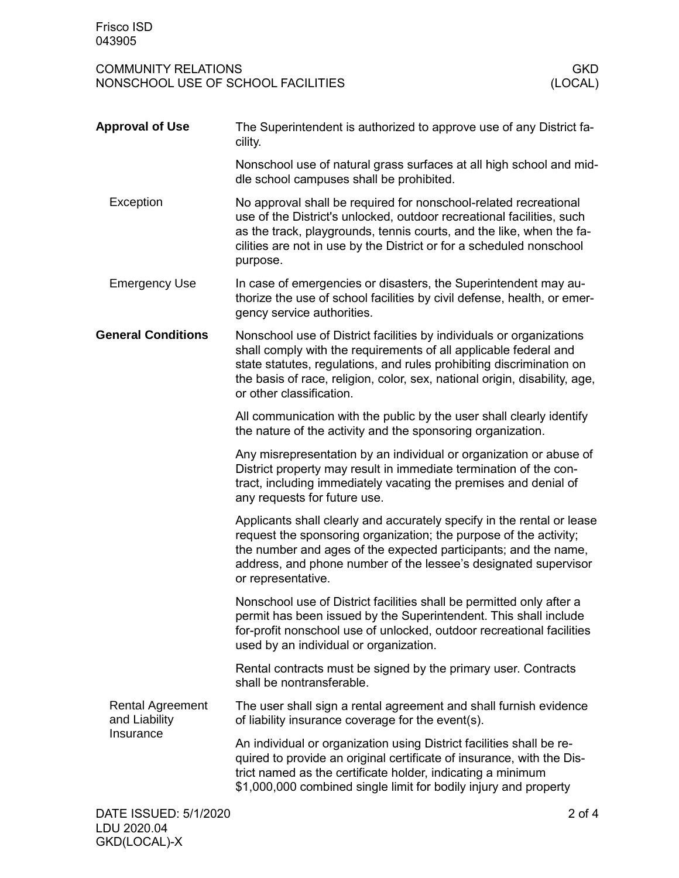## Approval of Use

The Superintendent is authorized to approve use of any District facility.

Nonschool use of natural grass surfaces at all high school and middle school campuses shall be prohibited.

### Exception

No approval shall be required for nonschool-related recreational use of the District's unlocked, outdoor recreational facilities, such as the track, playgrounds, tennis courts, and the like, when the facilities are not in use by the District or for a scheduled nonschool purpose.

### Emergency Use

In case of emergencies or disasters, the Superintendent may authorize the use of school facilities by civil defense, health, or emergency service authorities.

## General Conditions

Nonschool use of District facilities by individuals or organizations shall comply with the requirements of all applicable federal and state statutes, regulations, and rules prohibiting discrimination on the basis of race, religion, color, sex, national origin, disability, age, or other classification.

All communication with the public by the user shall clearly identify the nature of the activity and the sponsoring organization.

Any misrepresentation by an individual or organization or abuse of District property may result in immediate termination of the contract, including immediately vacating the premises and denial of any requests for future use.

Applicants shall clearly and accurately specify in the rental or lease request the sponsoring organization; the purpose of the activity; the number and ages of the expected participants; and the name, address, and phone number of the lessee's designated supervisor or representative.

Nonschool use of District facilities shall be permitted only after a permit has been issued by the Superintendent. This shall include for-profit nonschool use of unlocked, outdoor recreational facilities used by an individual or organization.

Rental contracts must be signed by the primary user. Contracts shall be nontransferable.

### Rental Agreement and Liability Insurance

The user shall sign a rental agreement and shall furnish evidence of liability insurance coverage for the event(s).

An individual or organization using District facilities shall be required to provide an original certificate of insurance, with the District named as the certificate holder, indicating a minimum $1,000,000 combined single limit for bodily injury and property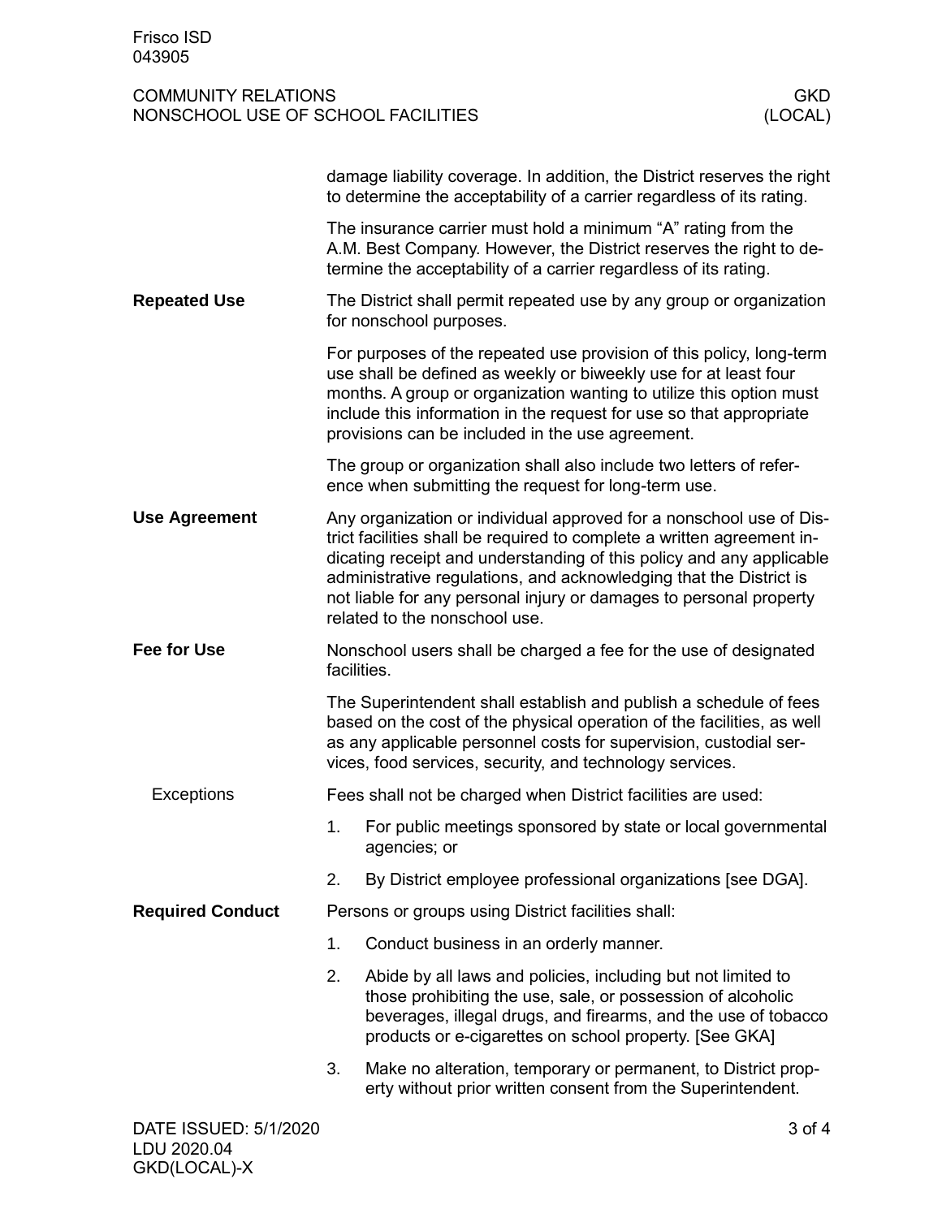damage liability coverage. In addition, the District reserves the right to determine the acceptability of a carrier regardless of its rating.

The insurance carrier must hold a minimum "A" rating from the A.M. Best Company. However, the District reserves the right to determine the acceptability of a carrier regardless of its rating.

## Repeated Use

The District shall permit repeated use by any group or organization for nonschool purposes.

For purposes of the repeated use provision of this policy, long-term use shall be defined as weekly or biweekly use for at least four months. A group or organization wanting to utilize this option must include this information in the request for use so that appropriate provisions can be included in the use agreement.

The group or organization shall also include two letters of reference when submitting the request for long-term use.

## Use Agreement

Any organization or individual approved for a nonschool use of District facilities shall be required to complete a written agreement indicating receipt and understanding of this policy and any applicable administrative regulations, and acknowledging that the District is not liable for any personal injury or damages to personal property related to the nonschool use.

## Fee for Use

Nonschool users shall be charged a fee for the use of designated facilities.

The Superintendent shall establish and publish a schedule of fees based on the cost of the physical operation of the facilities, as well as any applicable personnel costs for supervision, custodial services, food services, security, and technology services.

### Exceptions

Fees shall not be charged when District facilities are used:

1. For public meetings sponsored by state or local governmental agencies; or
2. By District employee professional organizations [see DGA].

## Required Conduct

Persons or groups using District facilities shall:

1. Conduct business in an orderly manner.
2. Abide by all laws and policies, including but not limited to those prohibiting the use, sale, or possession of alcoholic beverages, illegal drugs, and firearms, and the use of tobacco products or e-cigarettes on school property. [See GKA]
3. Make no alteration, temporary or permanent, to District property without prior written consent from the Superintendent.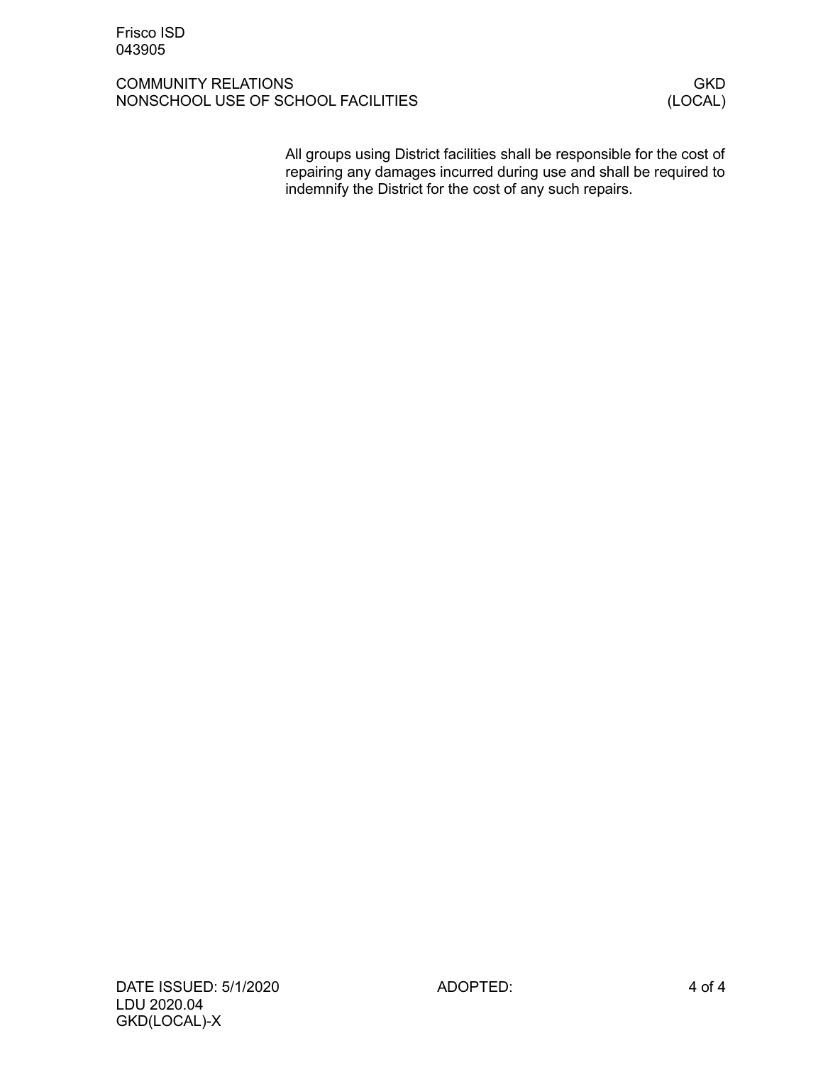All groups using District facilities shall be responsible for the cost of repairing any damages incurred during use and shall be required to indemnify the District for the cost of any such repairs.